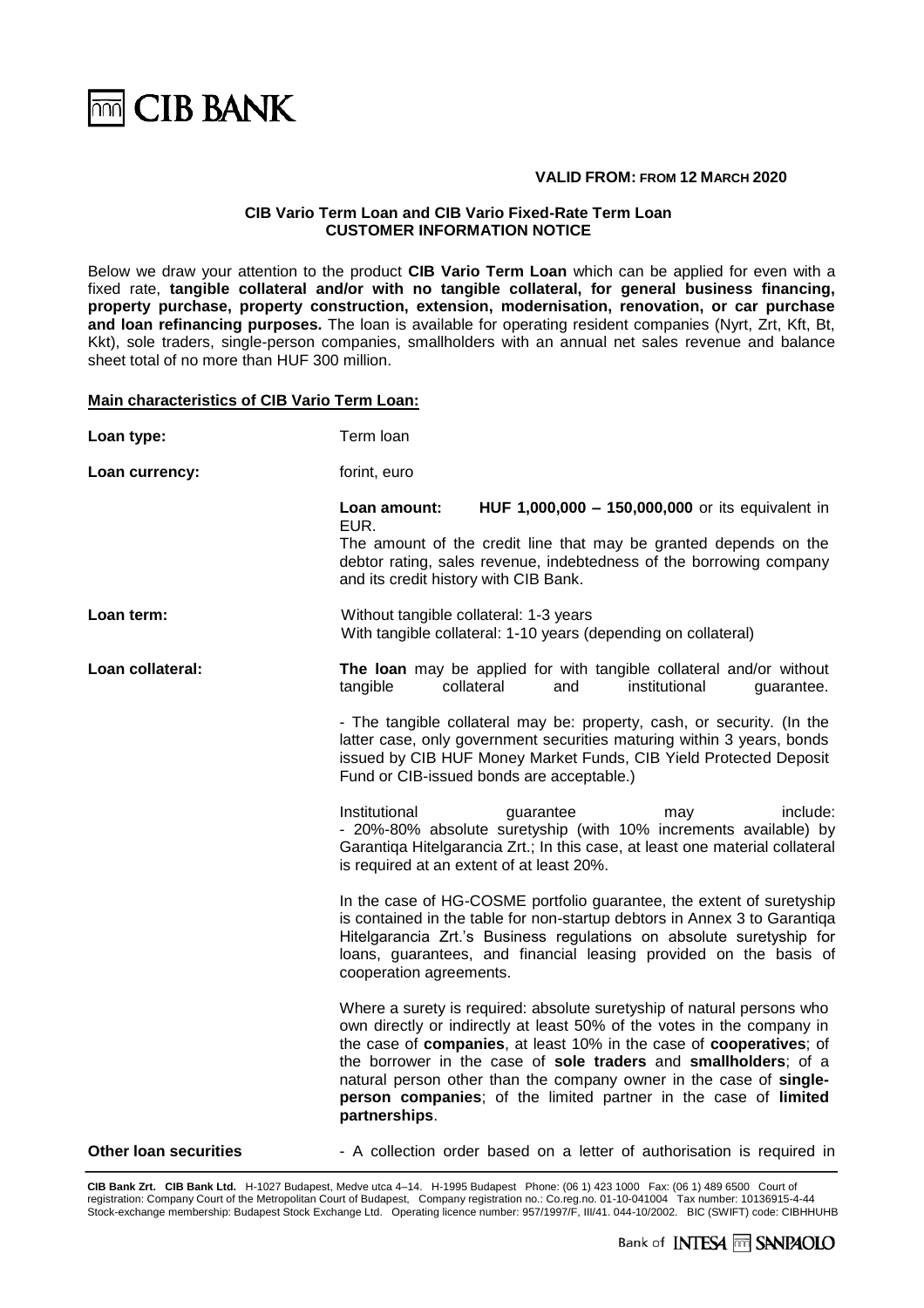**VALID FROM: FROM 12 MARCH 2020**

**CIB Vario Term Loan and CIB Vario Fixed-Rate Term Loan**
**CUSTOMER INFORMATION NOTICE**

Below we draw your attention to the product **CIB Vario Term Loan** which can be applied for even with a fixed rate, **tangible collateral and/or with no tangible collateral, for general business financing, property purchase, property construction, extension, modernisation, renovation, or car purchase and loan refinancing purposes.** The loan is available for operating resident companies (Nyrt, Zrt, Kft, Bt, Kkt), sole traders, single-person companies, smallholders with an annual net sales revenue and balance sheet total of no more than HUF 300 million.

**Main characteristics of CIB Vario Term Loan:**

**Loan type:** Term loan

**Loan currency:** forint, euro

**Loan amount:** **HUF 1,000,000 – 150,000,000** or its equivalent in EUR.
The amount of the credit line that may be granted depends on the debtor rating, sales revenue, indebtedness of the borrowing company and its credit history with CIB Bank.

**Loan term:** Without tangible collateral: 1-3 years
With tangible collateral: 1-10 years (depending on collateral)

**Loan collateral:** **The loan** may be applied for with tangible collateral and/or without tangible collateral and institutional guarantee.

- The tangible collateral may be: property, cash, or security. (In the latter case, only government securities maturing within 3 years, bonds issued by CIB HUF Money Market Funds, CIB Yield Protected Deposit Fund or CIB-issued bonds are acceptable.)

Institutional guarantee may include:
- 20%-80% absolute suretyship (with 10% increments available) by Garantiqa Hitelgarancia Zrt.; In this case, at least one material collateral is required at an extent of at least 20%.

In the case of HG-COSME portfolio guarantee, the extent of suretyship is contained in the table for non-startup debtors in Annex 3 to Garantiqa Hitelgarancia Zrt.'s Business regulations on absolute suretyship for loans, guarantees, and financial leasing provided on the basis of cooperation agreements.

Where a surety is required: absolute suretyship of natural persons who own directly or indirectly at least 50% of the votes in the company in the case of **companies**, at least 10% in the case of **cooperatives**; of the borrower in the case of **sole traders** and **smallholders**; of a natural person other than the company owner in the case of **single-person companies**; of the limited partner in the case of **limited partnerships**.

**Other loan securities** - A collection order based on a letter of authorisation is required in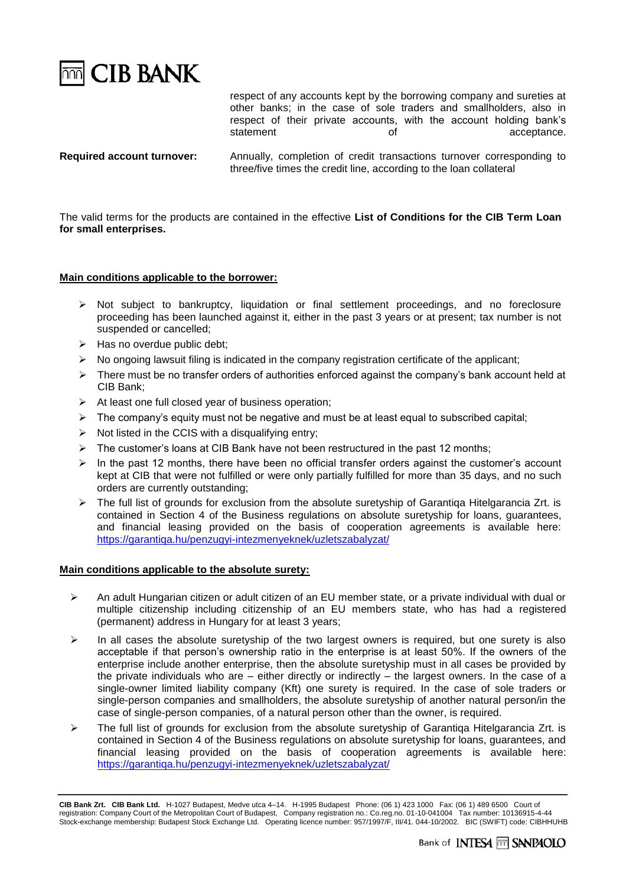respect of any accounts kept by the borrowing company and sureties at other banks; in the case of sole traders and smallholders, also in respect of their private accounts, with the account holding bank's statement of acceptance.

**Required account turnover:** Annually, completion of credit transactions turnover corresponding to three/five times the credit line, according to the loan collateral

The valid terms for the products are contained in the effective **List of Conditions for the CIB Term Loan for small enterprises.**

**Main conditions applicable to the borrower:**

- Not subject to bankruptcy, liquidation or final settlement proceedings, and no foreclosure proceeding has been launched against it, either in the past 3 years or at present; tax number is not suspended or cancelled;
- Has no overdue public debt;
- No ongoing lawsuit filing is indicated in the company registration certificate of the applicant;
- There must be no transfer orders of authorities enforced against the company's bank account held at CIB Bank;
- At least one full closed year of business operation;
- The company's equity must not be negative and must be at least equal to subscribed capital;
- Not listed in the CCIS with a disqualifying entry;
- The customer's loans at CIB Bank have not been restructured in the past 12 months;
- In the past 12 months, there have been no official transfer orders against the customer's account kept at CIB that were not fulfilled or were only partially fulfilled for more than 35 days, and no such orders are currently outstanding;
- The full list of grounds for exclusion from the absolute suretyship of Garantiqa Hitelgarancia Zrt. is contained in Section 4 of the Business regulations on absolute suretyship for loans, guarantees, and financial leasing provided on the basis of cooperation agreements is available here: https://garantiqa.hu/penzugyi-intezmenyeknek/uzletszabalyzat/

**Main conditions applicable to the absolute surety:**

- An adult Hungarian citizen or adult citizen of an EU member state, or a private individual with dual or multiple citizenship including citizenship of an EU members state, who has had a registered (permanent) address in Hungary for at least 3 years;
- In all cases the absolute suretyship of the two largest owners is required, but one surety is also acceptable if that person's ownership ratio in the enterprise is at least 50%. If the owners of the enterprise include another enterprise, then the absolute suretyship must in all cases be provided by the private individuals who are – either directly or indirectly – the largest owners. In the case of a single-owner limited liability company (Kft) one surety is required. In the case of sole traders or single-person companies and smallholders, the absolute suretyship of another natural person/in the case of single-person companies, of a natural person other than the owner, is required.
- The full list of grounds for exclusion from the absolute suretyship of Garantiqa Hitelgarancia Zrt. is contained in Section 4 of the Business regulations on absolute suretyship for loans, guarantees, and financial leasing provided on the basis of cooperation agreements is available here: https://garantiqa.hu/penzugyi-intezmenyeknek/uzletszabalyzat/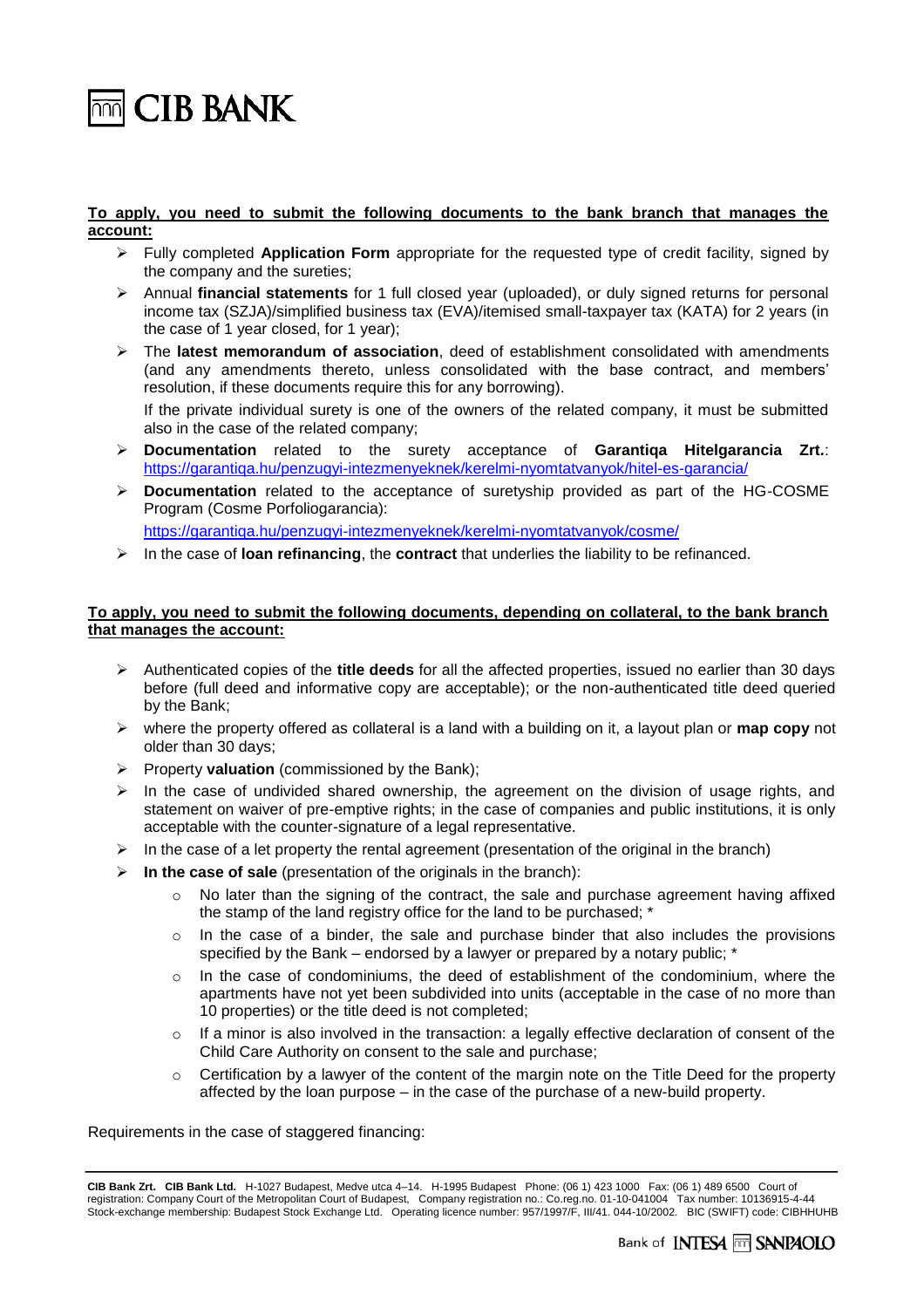**To apply, you need to submit the following documents to the bank branch that manages the account:**

- Fully completed **Application Form** appropriate for the requested type of credit facility, signed by the company and the sureties;
- Annual **financial statements** for 1 full closed year (uploaded), or duly signed returns for personal income tax (SZJA)/simplified business tax (EVA)/itemised small-taxpayer tax (KATA) for 2 years (in the case of 1 year closed, for 1 year);
- The **latest memorandum of association**, deed of establishment consolidated with amendments (and any amendments thereto, unless consolidated with the base contract, and members' resolution, if these documents require this for any borrowing).

  If the private individual surety is one of the owners of the related company, it must be submitted also in the case of the related company;
- **Documentation** related to the surety acceptance of **Garantiqa Hitelgarancia Zrt.**: https://garantiqa.hu/penzugyi-intezmenyeknek/kerelmi-nyomtatvanyok/hitel-es-garancia/
- **Documentation** related to the acceptance of suretyship provided as part of the HG-COSME Program (Cosme Porfoliogarancia):

  https://garantiqa.hu/penzugyi-intezmenyeknek/kerelmi-nyomtatvanyok/cosme/
- In the case of **loan refinancing**, the **contract** that underlies the liability to be refinanced.

**To apply, you need to submit the following documents, depending on collateral, to the bank branch that manages the account:**

- Authenticated copies of the **title deeds** for all the affected properties, issued no earlier than 30 days before (full deed and informative copy are acceptable); or the non-authenticated title deed queried by the Bank;
- where the property offered as collateral is a land with a building on it, a layout plan or **map copy** not older than 30 days;
- Property **valuation** (commissioned by the Bank);
- In the case of undivided shared ownership, the agreement on the division of usage rights, and statement on waiver of pre-emptive rights; in the case of companies and public institutions, it is only acceptable with the counter-signature of a legal representative.
- In the case of a let property the rental agreement (presentation of the original in the branch)
- **In the case of sale** (presentation of the originals in the branch):
  - No later than the signing of the contract, the sale and purchase agreement having affixed the stamp of the land registry office for the land to be purchased; *
  - In the case of a binder, the sale and purchase binder that also includes the provisions specified by the Bank – endorsed by a lawyer or prepared by a notary public; *
  - In the case of condominiums, the deed of establishment of the condominium, where the apartments have not yet been subdivided into units (acceptable in the case of no more than 10 properties) or the title deed is not completed;
  - If a minor is also involved in the transaction: a legally effective declaration of consent of the Child Care Authority on consent to the sale and purchase;
  - Certification by a lawyer of the content of the margin note on the Title Deed for the property affected by the loan purpose – in the case of the purchase of a new-build property.

Requirements in the case of staggered financing: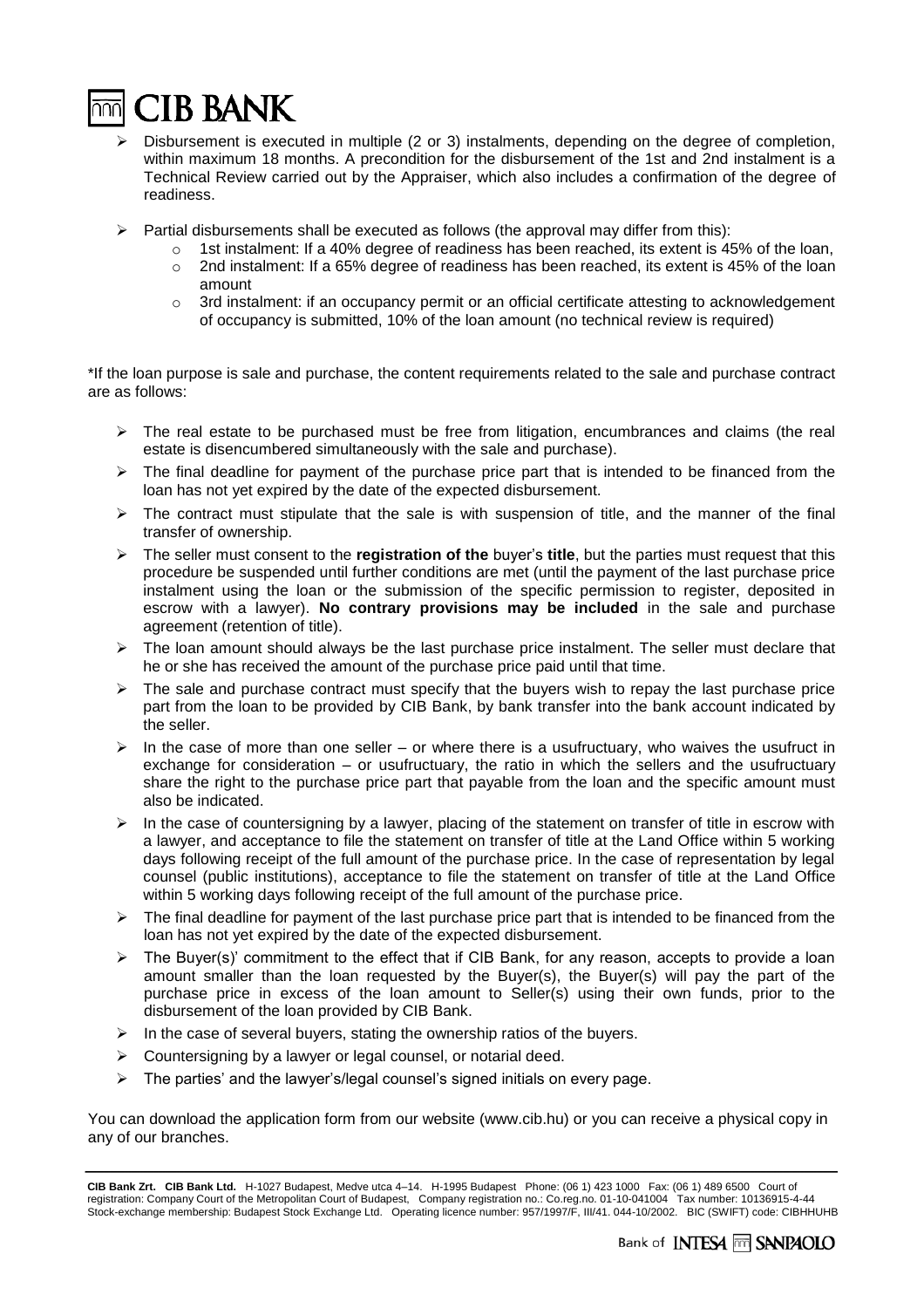- Disbursement is executed in multiple (2 or 3) instalments, depending on the degree of completion, within maximum 18 months. A precondition for the disbursement of the 1st and 2nd instalment is a Technical Review carried out by the Appraiser, which also includes a confirmation of the degree of readiness.
- Partial disbursements shall be executed as follows (the approval may differ from this):
  - 1st instalment: If a 40% degree of readiness has been reached, its extent is 45% of the loan,
  - 2nd instalment: If a 65% degree of readiness has been reached, its extent is 45% of the loan amount
  - 3rd instalment: if an occupancy permit or an official certificate attesting to acknowledgement of occupancy is submitted, 10% of the loan amount (no technical review is required)

*If the loan purpose is sale and purchase, the content requirements related to the sale and purchase contract are as follows:

- The real estate to be purchased must be free from litigation, encumbrances and claims (the real estate is disencumbered simultaneously with the sale and purchase).
- The final deadline for payment of the purchase price part that is intended to be financed from the loan has not yet expired by the date of the expected disbursement.
- The contract must stipulate that the sale is with suspension of title, and the manner of the final transfer of ownership.
- The seller must consent to the **registration of the** buyer's **title**, but the parties must request that this procedure be suspended until further conditions are met (until the payment of the last purchase price instalment using the loan or the submission of the specific permission to register, deposited in escrow with a lawyer). **No contrary provisions may be included** in the sale and purchase agreement (retention of title).
- The loan amount should always be the last purchase price instalment. The seller must declare that he or she has received the amount of the purchase price paid until that time.
- The sale and purchase contract must specify that the buyers wish to repay the last purchase price part from the loan to be provided by CIB Bank, by bank transfer into the bank account indicated by the seller.
- In the case of more than one seller – or where there is a usufructuary, who waives the usufruct in exchange for consideration – or usufructuary, the ratio in which the sellers and the usufructuary share the right to the purchase price part that payable from the loan and the specific amount must also be indicated.
- In the case of countersigning by a lawyer, placing of the statement on transfer of title in escrow with a lawyer, and acceptance to file the statement on transfer of title at the Land Office within 5 working days following receipt of the full amount of the purchase price. In the case of representation by legal counsel (public institutions), acceptance to file the statement on transfer of title at the Land Office within 5 working days following receipt of the full amount of the purchase price.
- The final deadline for payment of the last purchase price part that is intended to be financed from the loan has not yet expired by the date of the expected disbursement.
- The Buyer(s)' commitment to the effect that if CIB Bank, for any reason, accepts to provide a loan amount smaller than the loan requested by the Buyer(s), the Buyer(s) will pay the part of the purchase price in excess of the loan amount to Seller(s) using their own funds, prior to the disbursement of the loan provided by CIB Bank.
- In the case of several buyers, stating the ownership ratios of the buyers.
- Countersigning by a lawyer or legal counsel, or notarial deed.
- The parties' and the lawyer's/legal counsel's signed initials on every page.

You can download the application form from our website (www.cib.hu) or you can receive a physical copy in any of our branches.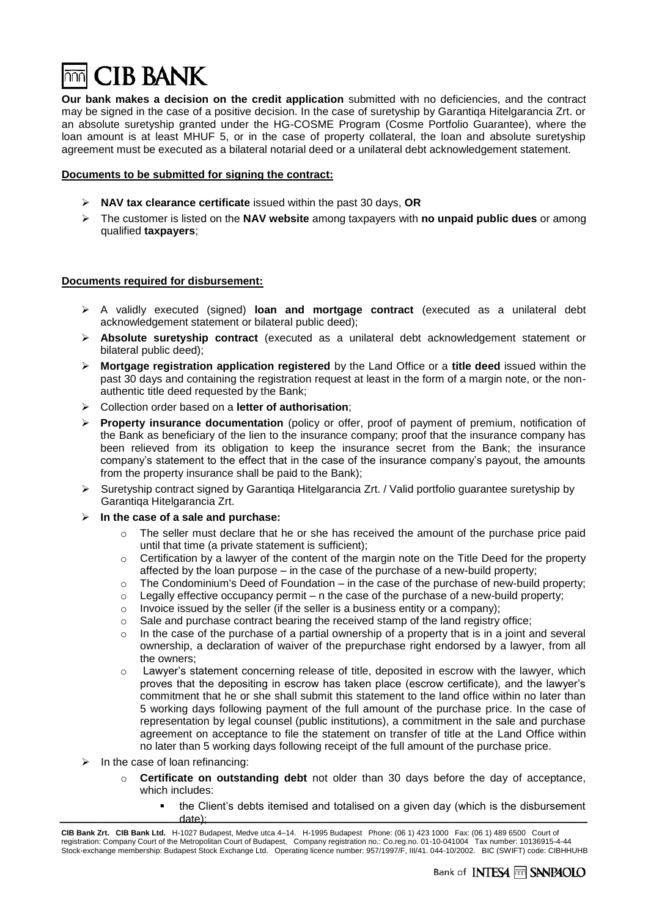**Our bank makes a decision on the credit application** submitted with no deficiencies, and the contract may be signed in the case of a positive decision. In the case of suretyship by Garantiqa Hitelgarancia Zrt. or an absolute suretyship granted under the HG-COSME Program (Cosme Portfolio Guarantee), where the loan amount is at least MHUF 5, or in the case of property collateral, the loan and absolute suretyship agreement must be executed as a bilateral notarial deed or a unilateral debt acknowledgement statement.

**Documents to be submitted for signing the contract:**

- **NAV tax clearance certificate** issued within the past 30 days, **OR**
- The customer is listed on the **NAV website** among taxpayers with **no unpaid public dues** or among qualified **taxpayers**;

**Documents required for disbursement:**

- A validly executed (signed) **loan and mortgage contract** (executed as a unilateral debt acknowledgement statement or bilateral public deed);
- **Absolute suretyship contract** (executed as a unilateral debt acknowledgement statement or bilateral public deed);
- **Mortgage registration application registered** by the Land Office or a **title deed** issued within the past 30 days and containing the registration request at least in the form of a margin note, or the non-authentic title deed requested by the Bank;
- Collection order based on a **letter of authorisation**;
- **Property insurance documentation** (policy or offer, proof of payment of premium, notification of the Bank as beneficiary of the lien to the insurance company; proof that the insurance company has been relieved from its obligation to keep the insurance secret from the Bank; the insurance company's statement to the effect that in the case of the insurance company's payout, the amounts from the property insurance shall be paid to the Bank);
- Suretyship contract signed by Garantiqa Hitelgarancia Zrt. / Valid portfolio guarantee suretyship by Garantiqa Hitelgarancia Zrt.
- **In the case of a sale and purchase:**
  - The seller must declare that he or she has received the amount of the purchase price paid until that time (a private statement is sufficient);
  - Certification by a lawyer of the content of the margin note on the Title Deed for the property affected by the loan purpose – in the case of the purchase of a new-build property;
  - The Condominium's Deed of Foundation – in the case of the purchase of new-build property;
  - Legally effective occupancy permit – n the case of the purchase of a new-build property;
  - Invoice issued by the seller (if the seller is a business entity or a company);
  - Sale and purchase contract bearing the received stamp of the land registry office;
  - In the case of the purchase of a partial ownership of a property that is in a joint and several ownership, a declaration of waiver of the prepurchase right endorsed by a lawyer, from all the owners;
  - Lawyer's statement concerning release of title, deposited in escrow with the lawyer, which proves that the depositing in escrow has taken place (escrow certificate), and the lawyer's commitment that he or she shall submit this statement to the land office within no later than 5 working days following payment of the full amount of the purchase price. In the case of representation by legal counsel (public institutions), a commitment in the sale and purchase agreement on acceptance to file the statement on transfer of title at the Land Office within no later than 5 working days following receipt of the full amount of the purchase price.
- In the case of loan refinancing:
  - **Certificate on outstanding debt** not older than 30 days before the day of acceptance, which includes:
    - the Client's debts itemised and totalised on a given day (which is the disbursement date);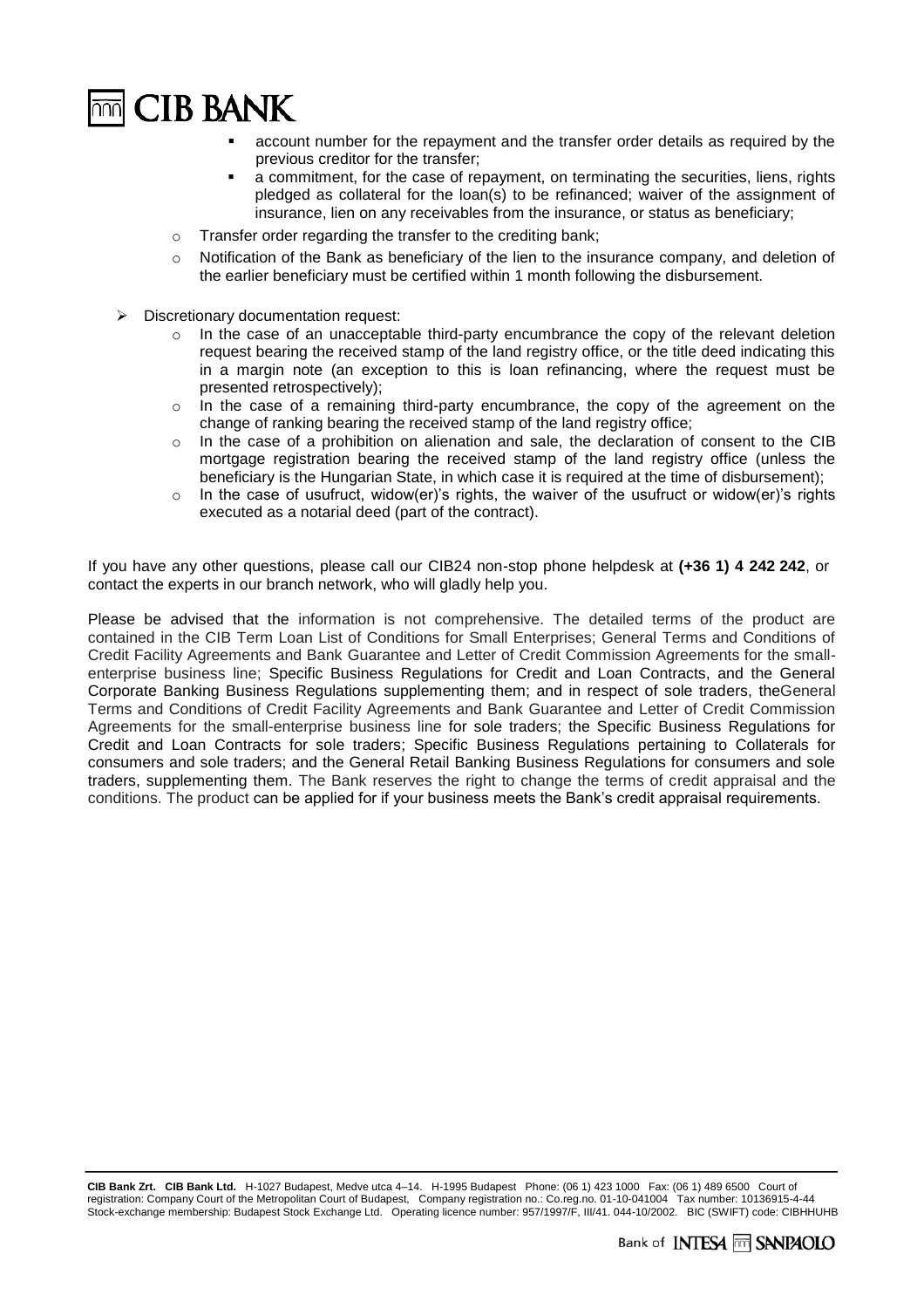- account number for the repayment and the transfer order details as required by the previous creditor for the transfer;
- a commitment, for the case of repayment, on terminating the securities, liens, rights pledged as collateral for the loan(s) to be refinanced; waiver of the assignment of insurance, lien on any receivables from the insurance, or status as beneficiary;

  - Transfer order regarding the transfer to the crediting bank;
  - Notification of the Bank as beneficiary of the lien to the insurance company, and deletion of the earlier beneficiary must be certified within 1 month following the disbursement.

- Discretionary documentation request:
  - In the case of an unacceptable third-party encumbrance the copy of the relevant deletion request bearing the received stamp of the land registry office, or the title deed indicating this in a margin note (an exception to this is loan refinancing, where the request must be presented retrospectively);
  - In the case of a remaining third-party encumbrance, the copy of the agreement on the change of ranking bearing the received stamp of the land registry office;
  - In the case of a prohibition on alienation and sale, the declaration of consent to the CIB mortgage registration bearing the received stamp of the land registry office (unless the beneficiary is the Hungarian State, in which case it is required at the time of disbursement);
  - In the case of usufruct, widow(er)'s rights, the waiver of the usufruct or widow(er)'s rights executed as a notarial deed (part of the contract).

If you have any other questions, please call our CIB24 non-stop phone helpdesk at **(+36 1) 4 242 242**, or contact the experts in our branch network, who will gladly help you.

Please be advised that the information is not comprehensive. The detailed terms of the product are contained in the CIB Term Loan List of Conditions for Small Enterprises; General Terms and Conditions of Credit Facility Agreements and Bank Guarantee and Letter of Credit Commission Agreements for the small-enterprise business line; Specific Business Regulations for Credit and Loan Contracts, and the General Corporate Banking Business Regulations supplementing them; and in respect of sole traders, theGeneral Terms and Conditions of Credit Facility Agreements and Bank Guarantee and Letter of Credit Commission Agreements for the small-enterprise business line for sole traders; the Specific Business Regulations for Credit and Loan Contracts for sole traders; Specific Business Regulations pertaining to Collaterals for consumers and sole traders; and the General Retail Banking Business Regulations for consumers and sole traders, supplementing them. The Bank reserves the right to change the terms of credit appraisal and the conditions. The product can be applied for if your business meets the Bank's credit appraisal requirements.